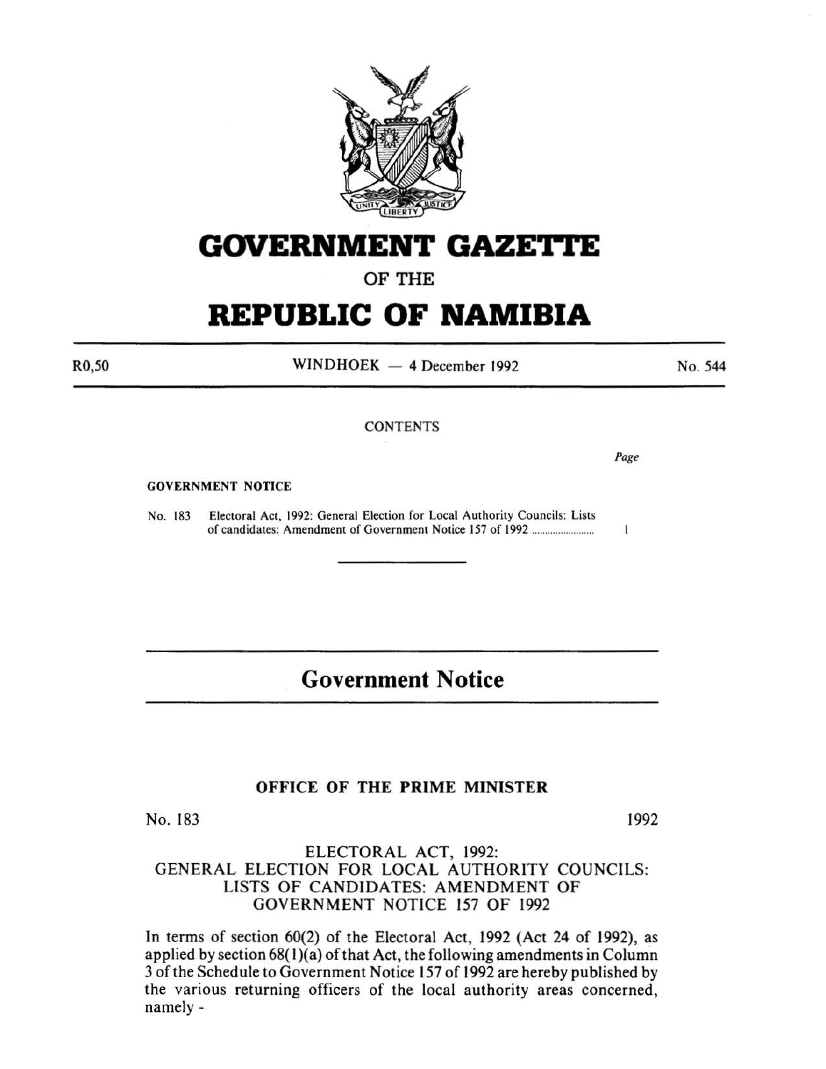# GOVERNMENT GAZETTE

## OF THE

# REPUBLIC OF NAMIBIA

R0,50 — WINDHOEK — 4 December 1992 — No. 544

CONTENTS

| | | Page |
|---|---|---|
| **GOVERNMENT NOTICE** | | |
| No. 183 | Electoral Act, 1992: General Election for Local Authority Councils: Lists of candidates: Amendment of Government Notice 157 of 1992 ........................ | 1 |

---

## Government Notice

---

### OFFICE OF THE PRIME MINISTER

No. 183 — 1992

ELECTORAL ACT, 1992:
GENERAL ELECTION FOR LOCAL AUTHORITY COUNCILS:
LISTS OF CANDIDATES: AMENDMENT OF
GOVERNMENT NOTICE 157 OF 1992

In terms of section 60(2) of the Electoral Act, 1992 (Act 24 of 1992), as applied by section 68(1)(a) of that Act, the following amendments in Column 3 of the Schedule to Government Notice 157 of 1992 are hereby published by the various returning officers of the local authority areas concerned, namely -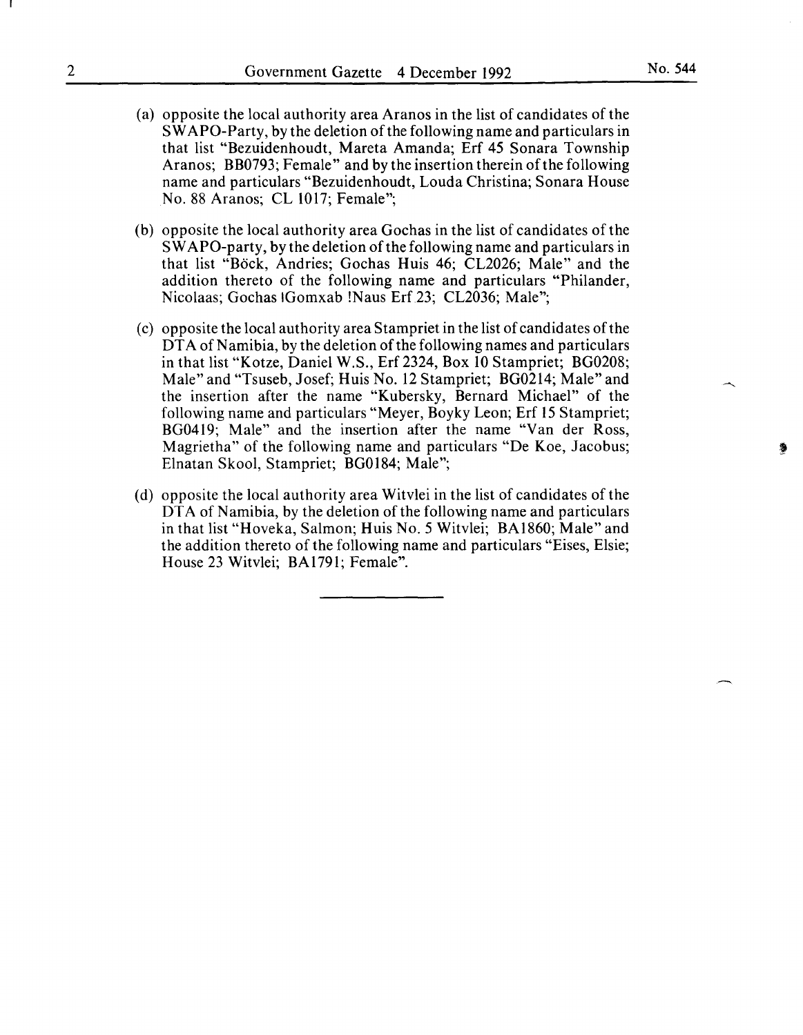(a) opposite the local authority area Aranos in the list of candidates of the SWAPO-Party, by the deletion of the following name and particulars in that list "Bezuidenhoudt, Mareta Amanda; Erf 45 Sonara Township Aranos; BB0793; Female" and by the insertion therein of the following name and particulars "Bezuidenhoudt, Louda Christina; Sonara House No. 88 Aranos; CL 1017; Female";

(b) opposite the local authority area Gochas in the list of candidates of the SWAPO-party, by the deletion of the following name and particulars in that list "Böck, Andries; Gochas Huis 46; CL2026; Male" and the addition thereto of the following name and particulars "Philander, Nicolaas; Gochas ǀGomxab !Naus Erf 23; CL2036; Male";

(c) opposite the local authority area Stampriet in the list of candidates of the DTA of Namibia, by the deletion of the following names and particulars in that list "Kotze, Daniel W.S., Erf 2324, Box 10 Stampriet; BG0208; Male" and "Tsuseb, Josef; Huis No. 12 Stampriet; BG0214; Male" and the insertion after the name "Kubersky, Bernard Michael" of the following name and particulars "Meyer, Boyky Leon; Erf 15 Stampriet; BG0419; Male" and the insertion after the name "Van der Ross, Magrietha" of the following name and particulars "De Koe, Jacobus; Elnatan Skool, Stampriet; BG0184; Male";

(d) opposite the local authority area Witvlei in the list of candidates of the DTA of Namibia, by the deletion of the following name and particulars in that list "Hoveka, Salmon; Huis No. 5 Witvlei; BA1860; Male" and the addition thereto of the following name and particulars "Eises, Elsie; House 23 Witvlei; BA1791; Female".